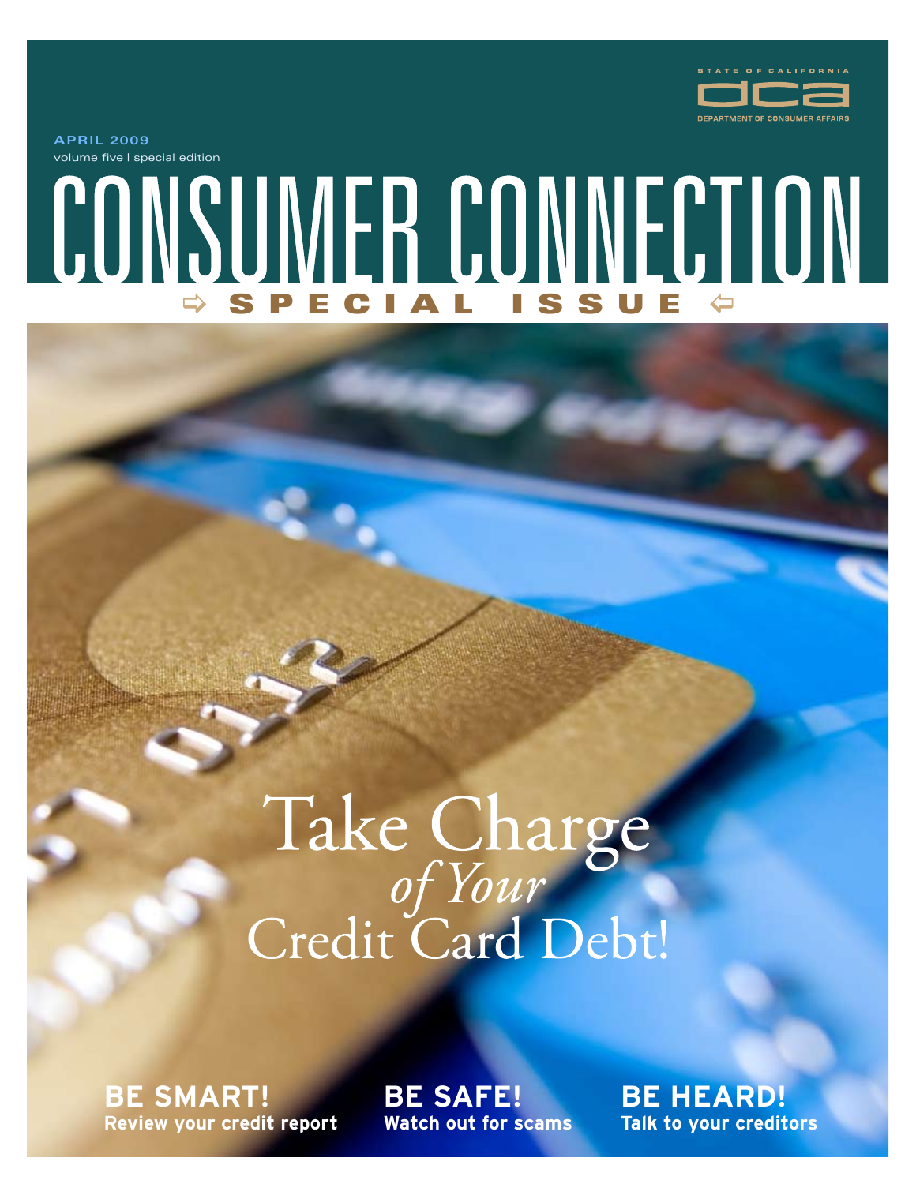STATE OF CALIFORNIA
DCA
DEPARTMENT OF CONSUMER AFFAIRS

APRIL 2009
volume five | special edition

# CONSUMER CONNECTION

**SPECIAL ISSUE**

## Take Charge *of Your* Credit Card Debt!

**BE SMART!**
**Review your credit report**

**BE SAFE!**
**Watch out for scams**

**BE HEARD!**
**Talk to your creditors**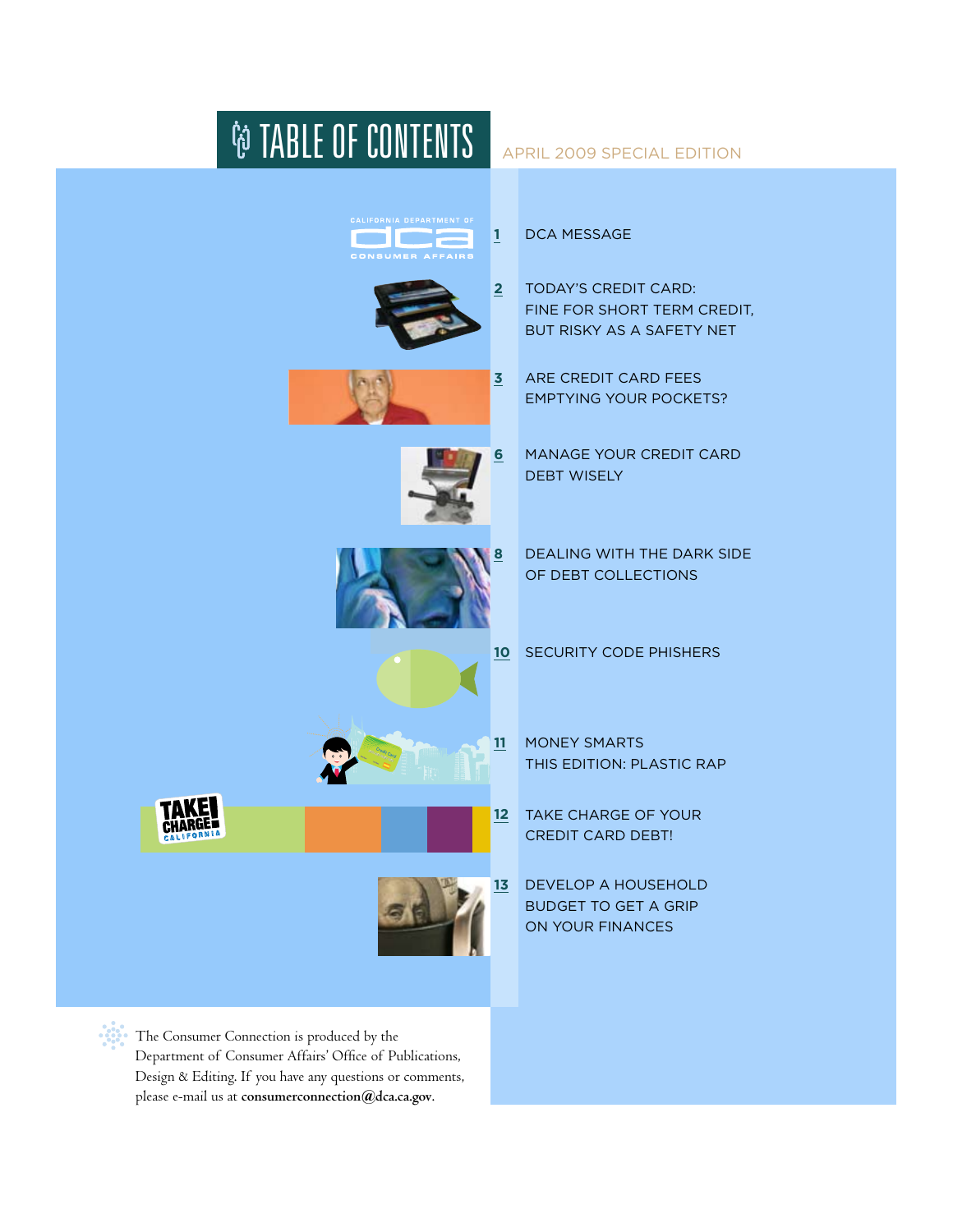# TABLE OF CONTENTS

APRIL 2009 SPECIAL EDITION

1 DCA MESSAGE

2 TODAY'S CREDIT CARD: FINE FOR SHORT TERM CREDIT, BUT RISKY AS A SAFETY NET

3 ARE CREDIT CARD FEES EMPTYING YOUR POCKETS?

6 MANAGE YOUR CREDIT CARD DEBT WISELY

8 DEALING WITH THE DARK SIDE OF DEBT COLLECTIONS

10 SECURITY CODE PHISHERS

11 MONEY SMARTS THIS EDITION: PLASTIC RAP

12 TAKE CHARGE OF YOUR CREDIT CARD DEBT!

13 DEVELOP A HOUSEHOLD BUDGET TO GET A GRIP ON YOUR FINANCES

The Consumer Connection is produced by the Department of Consumer Affairs' Office of Publications, Design & Editing. If you have any questions or comments, please e-mail us at **consumerconnection@dca.ca.gov**.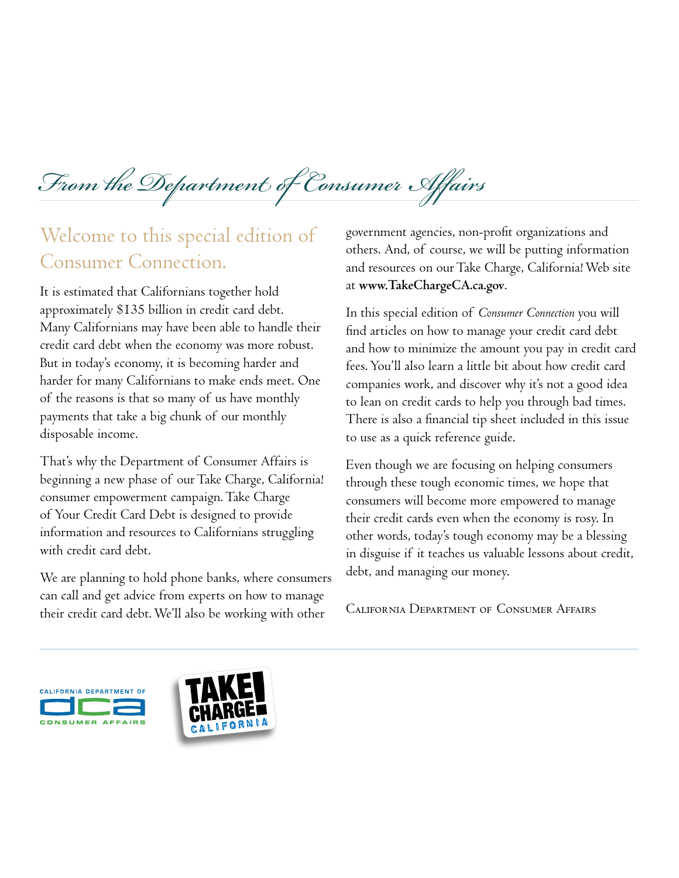# From the Department of Consumer Affairs

## Welcome to this special edition of Consumer Connection.

It is estimated that Californians together hold approximately $135 billion in credit card debt. Many Californians may have been able to handle their credit card debt when the economy was more robust. But in today's economy, it is becoming harder and harder for many Californians to make ends meet. One of the reasons is that so many of us have monthly payments that take a big chunk of our monthly disposable income.

That's why the Department of Consumer Affairs is beginning a new phase of our Take Charge, California! consumer empowerment campaign. Take Charge of Your Credit Card Debt is designed to provide information and resources to Californians struggling with credit card debt.

We are planning to hold phone banks, where consumers can call and get advice from experts on how to manage their credit card debt. We'll also be working with other government agencies, non-profit organizations and others. And, of course, we will be putting information and resources on our Take Charge, California! Web site at **www.TakeChargeCA.ca.gov**.

In this special edition of *Consumer Connection* you will find articles on how to manage your credit card debt and how to minimize the amount you pay in credit card fees. You'll also learn a little bit about how credit card companies work, and discover why it's not a good idea to lean on credit cards to help you through bad times. There is also a financial tip sheet included in this issue to use as a quick reference guide.

Even though we are focusing on helping consumers through these tough economic times, we hope that consumers will become more empowered to manage their credit cards even when the economy is rosy. In other words, today's tough economy may be a blessing in disguise if it teaches us valuable lessons about credit, debt, and managing our money.

California Department of Consumer Affairs

California Department of Consumer Affairs (DCA)

Take Charge California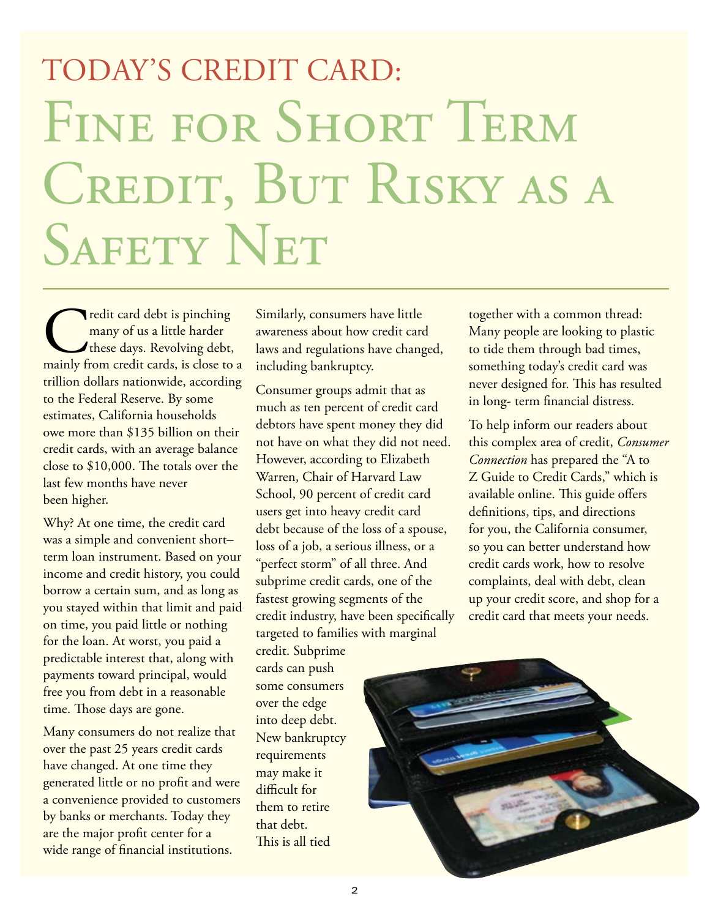# Today's Credit Card: Fine for Short Term Credit, But Risky as a Safety Net

Credit card debt is pinching many of us a little harder these days. Revolving debt, mainly from credit cards, is close to a trillion dollars nationwide, according to the Federal Reserve. By some estimates, California households owe more than $135 billion on their credit cards, with an average balance close to $10,000. The totals over the last few months have never been higher.

Why? At one time, the credit card was a simple and convenient short–term loan instrument. Based on your income and credit history, you could borrow a certain sum, and as long as you stayed within that limit and paid on time, you paid little or nothing for the loan. At worst, you paid a predictable interest that, along with payments toward principal, would free you from debt in a reasonable time. Those days are gone.

Many consumers do not realize that over the past 25 years credit cards have changed. At one time they generated little or no profit and were a convenience provided to customers by banks or merchants. Today they are the major profit center for a wide range of financial institutions. Similarly, consumers have little awareness about how credit card laws and regulations have changed, including bankruptcy.

Consumer groups admit that as much as ten percent of credit card debtors have spent money they did not have on what they did not need. However, according to Elizabeth Warren, Chair of Harvard Law School, 90 percent of credit card users get into heavy credit card debt because of the loss of a spouse, loss of a job, a serious illness, or a "perfect storm" of all three. And subprime credit cards, one of the fastest growing segments of the credit industry, have been specifically targeted to families with marginal credit. Subprime cards can push some consumers over the edge into deep debt. New bankruptcy requirements may make it difficult for them to retire that debt. This is all tied together with a common thread: Many people are looking to plastic to tide them through bad times, something today's credit card was never designed for. This has resulted in long- term financial distress.

To help inform our readers about this complex area of credit, *Consumer Connection* has prepared the "A to Z Guide to Credit Cards," which is available online. This guide offers definitions, tips, and directions for you, the California consumer, so you can better understand how credit cards work, how to resolve complaints, deal with debt, clean up your credit score, and shop for a credit card that meets your needs.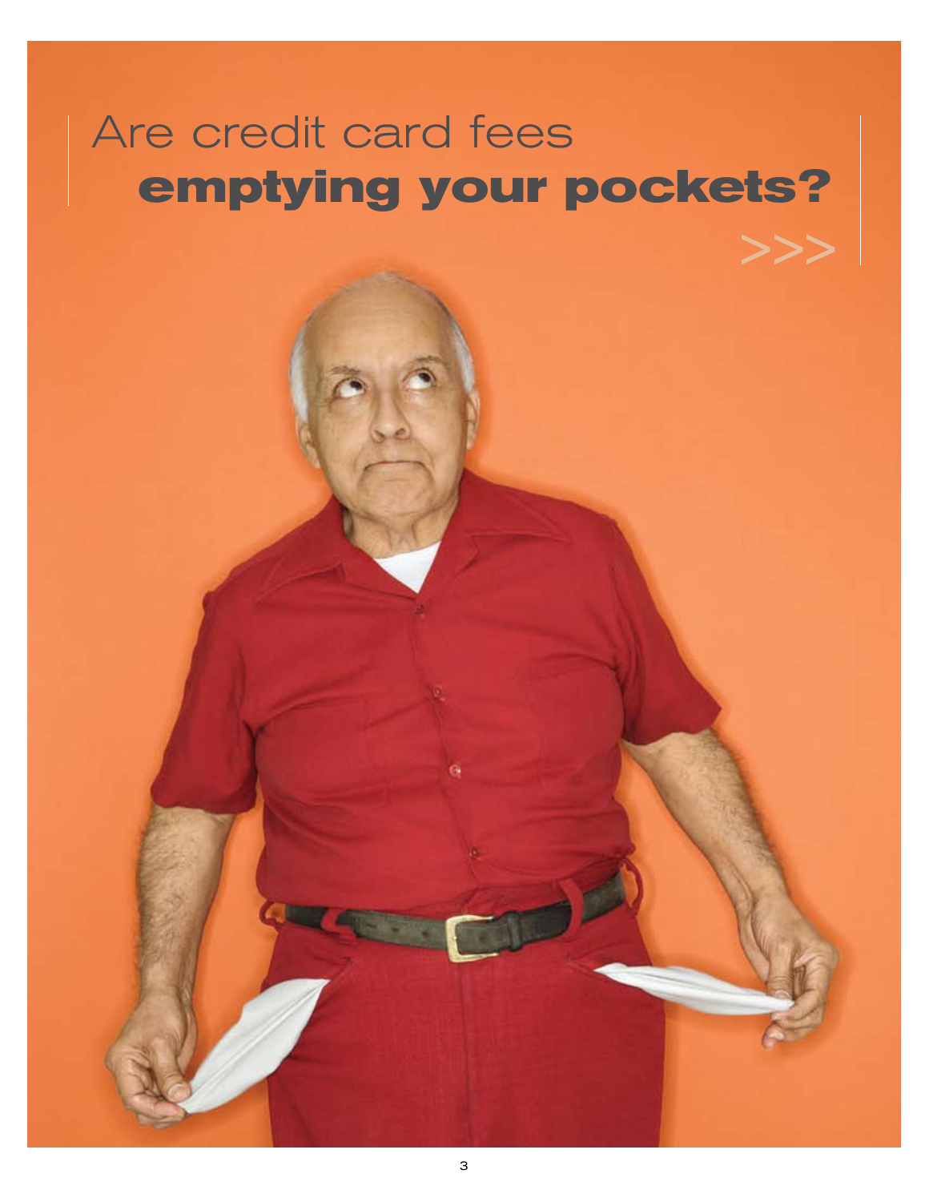# Are credit card fees emptying your pockets?

>>>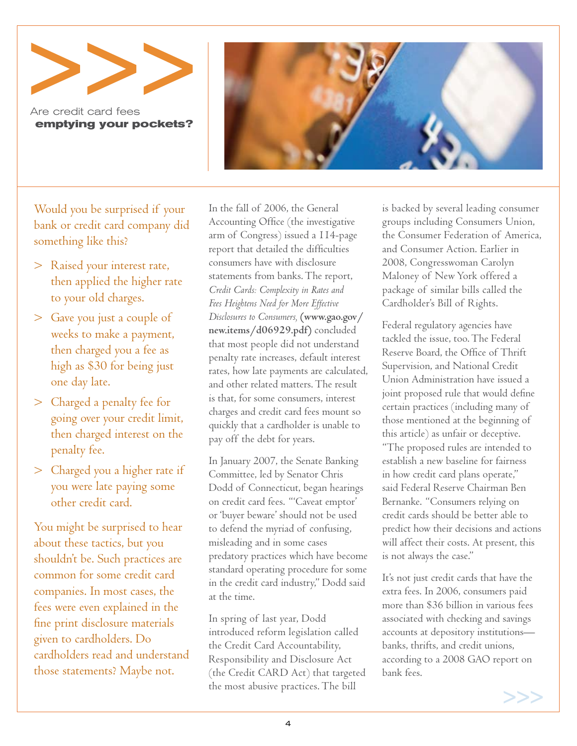# Are credit card fees **emptying your pockets?**

Would you be surprised if your bank or credit card company did something like this?

> Raised your interest rate, then applied the higher rate to your old charges.

> Gave you just a couple of weeks to make a payment, then charged you a fee as high as $30 for being just one day late.

> Charged a penalty fee for going over your credit limit, then charged interest on the penalty fee.

> Charged you a higher rate if you were late paying some other credit card.

You might be surprised to hear about these tactics, but you shouldn't be. Such practices are common for some credit card companies. In most cases, the fees were even explained in the fine print disclosure materials given to cardholders. Do cardholders read and understand those statements? Maybe not.

In the fall of 2006, the General Accounting Office (the investigative arm of Congress) issued a 114-page report that detailed the difficulties consumers have with disclosure statements from banks. The report, *Credit Cards: Complexity in Rates and Fees Heightens Need for More Effective Disclosures to Consumers,* **(www.gao.gov/new.items/d06929.pdf)** concluded that most people did not understand penalty rate increases, default interest rates, how late payments are calculated, and other related matters. The result is that, for some consumers, interest charges and credit card fees mount so quickly that a cardholder is unable to pay off the debt for years.

In January 2007, the Senate Banking Committee, led by Senator Chris Dodd of Connecticut, began hearings on credit card fees. "'Caveat emptor' or 'buyer beware' should not be used to defend the myriad of confusing, misleading and in some cases predatory practices which have become standard operating procedure for some in the credit card industry," Dodd said at the time.

In spring of last year, Dodd introduced reform legislation called the Credit Card Accountability, Responsibility and Disclosure Act (the Credit CARD Act) that targeted the most abusive practices. The bill is backed by several leading consumer groups including Consumers Union, the Consumer Federation of America, and Consumer Action. Earlier in 2008, Congresswoman Carolyn Maloney of New York offered a package of similar bills called the Cardholder's Bill of Rights.

Federal regulatory agencies have tackled the issue, too. The Federal Reserve Board, the Office of Thrift Supervision, and National Credit Union Administration have issued a joint proposed rule that would define certain practices (including many of those mentioned at the beginning of this article) as unfair or deceptive. "The proposed rules are intended to establish a new baseline for fairness in how credit card plans operate," said Federal Reserve Chairman Ben Bernanke. "Consumers relying on credit cards should be better able to predict how their decisions and actions will affect their costs. At present, this is not always the case."

It's not just credit cards that have the extra fees. In 2006, consumers paid more than $36 billion in various fees associated with checking and savings accounts at depository institutions—banks, thrifts, and credit unions, according to a 2008 GAO report on bank fees.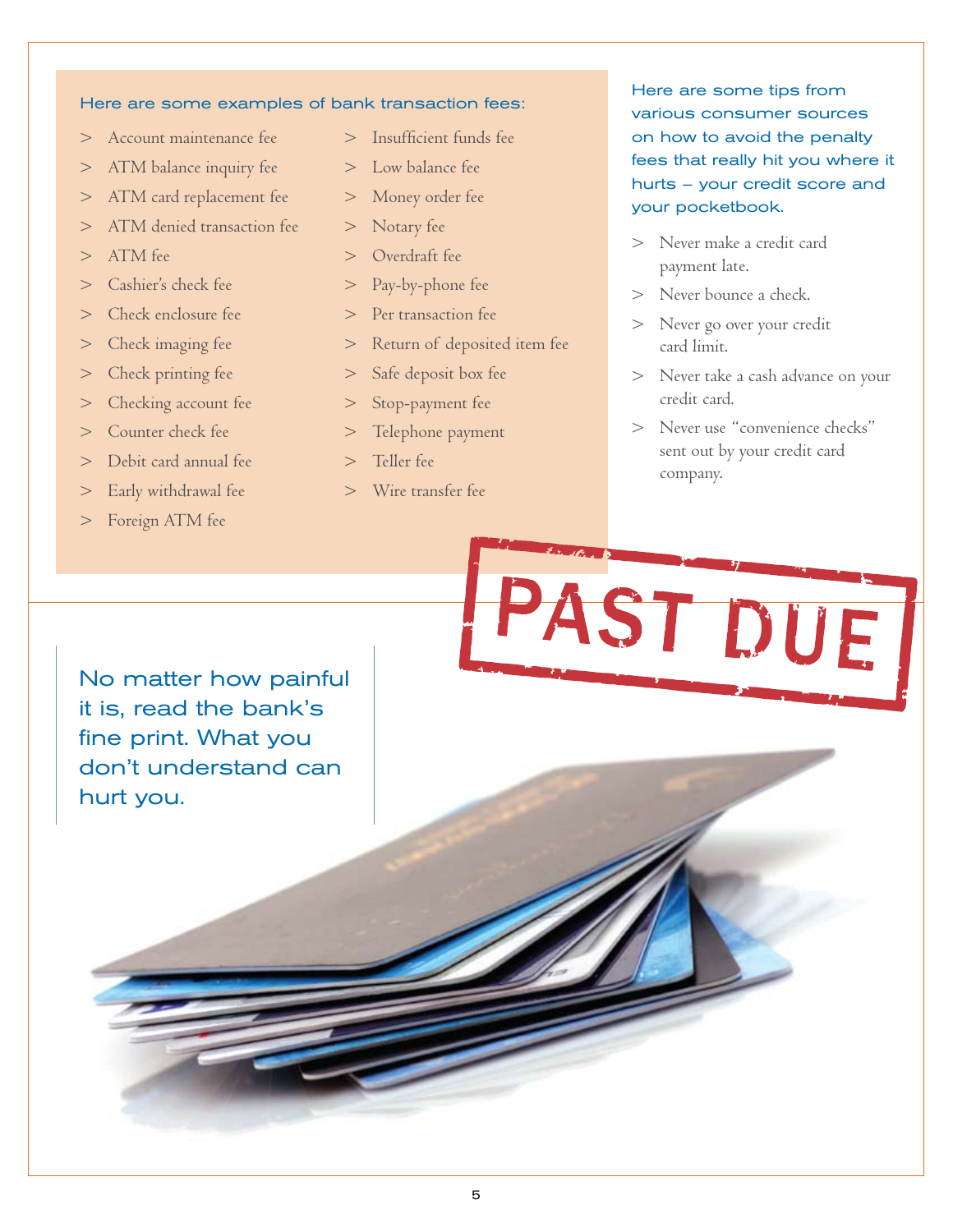### Here are some examples of bank transaction fees:

- Account maintenance fee
- ATM balance inquiry fee
- ATM card replacement fee
- ATM denied transaction fee
- ATM fee
- Cashier's check fee
- Check enclosure fee
- Check imaging fee
- Check printing fee
- Checking account fee
- Counter check fee
- Debit card annual fee
- Early withdrawal fee
- Foreign ATM fee
- Insufficient funds fee
- Low balance fee
- Money order fee
- Notary fee
- Overdraft fee
- Pay-by-phone fee
- Per transaction fee
- Return of deposited item fee
- Safe deposit box fee
- Stop-payment fee
- Telephone payment
- Teller fee
- Wire transfer fee

### Here are some tips from various consumer sources on how to avoid the penalty fees that really hit you where it hurts – your credit score and your pocketbook.

- Never make a credit card payment late.
- Never bounce a check.
- Never go over your credit card limit.
- Never take a cash advance on your credit card.
- Never use "convenience checks" sent out by your credit card company.

PAST DUE

**No matter how painful it is, read the bank's fine print. What you don't understand can hurt you.**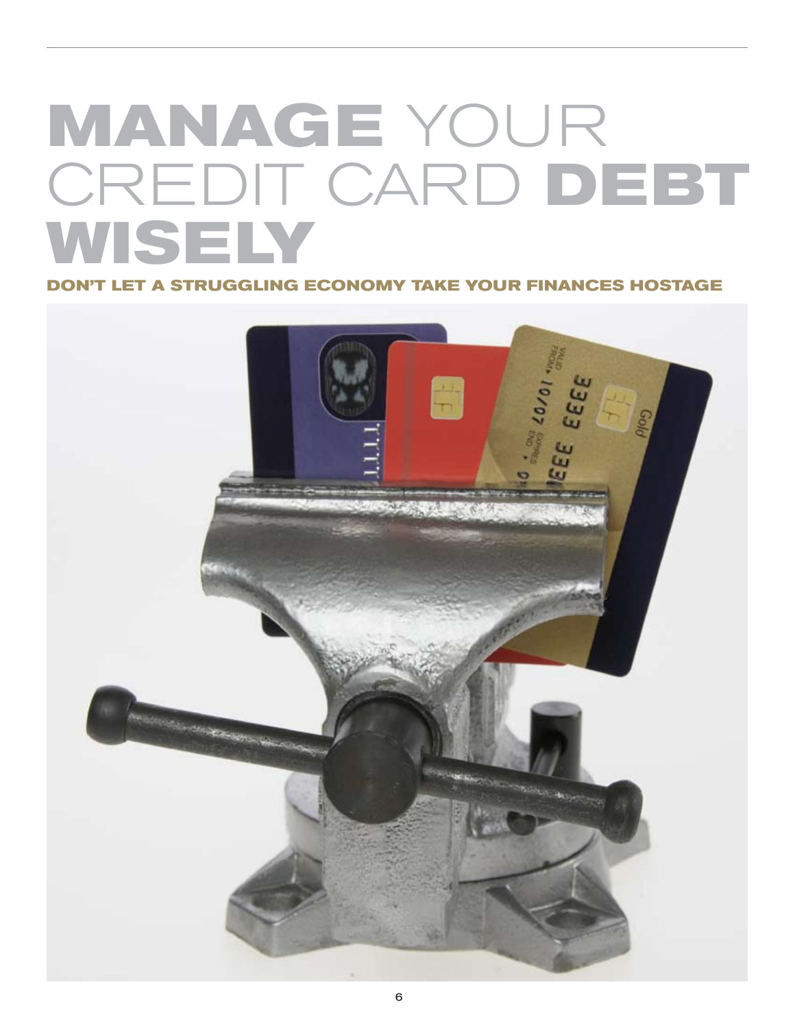# MANAGE YOUR CREDIT CARD DEBT WISELY

## DON'T LET A STRUGGLING ECONOMY TAKE YOUR FINANCES HOSTAGE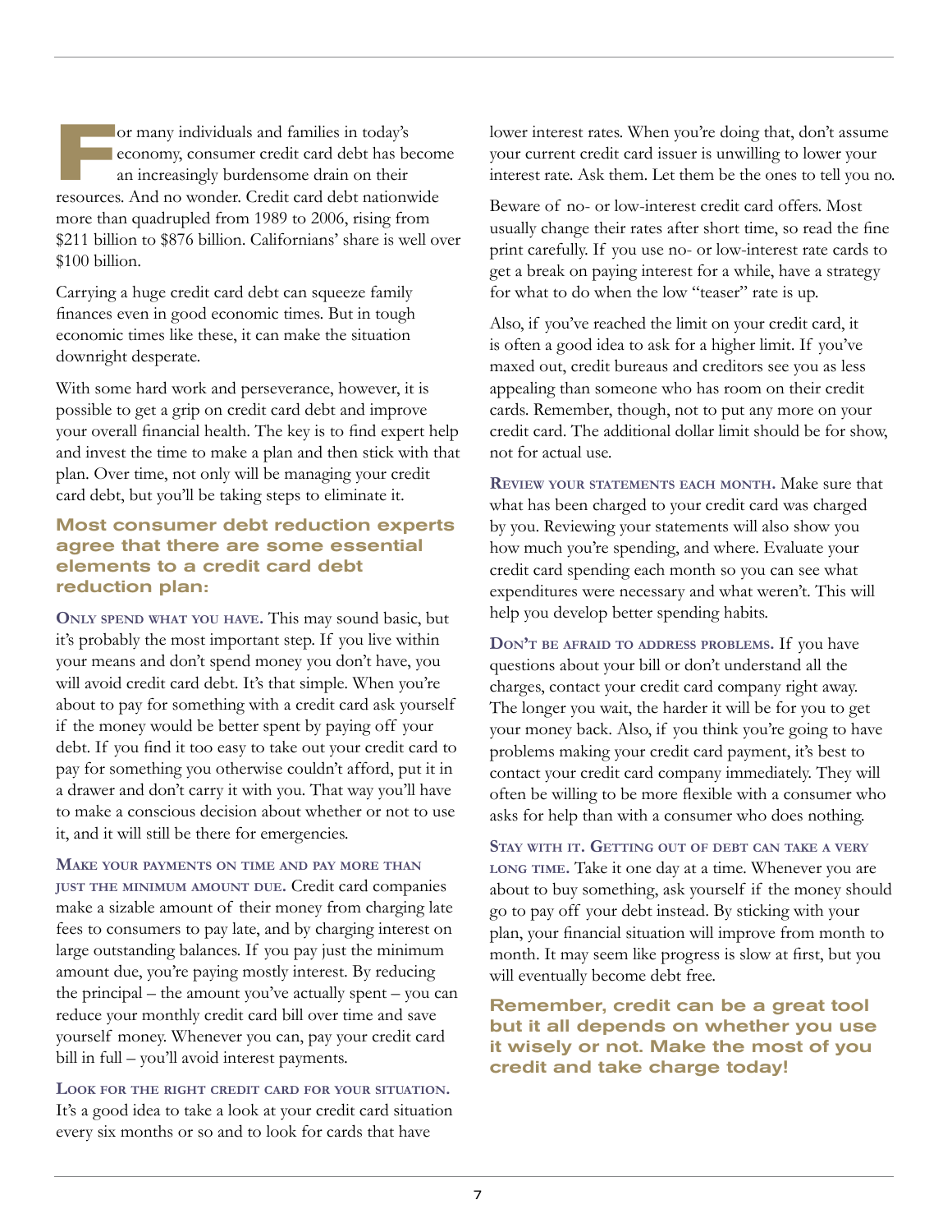For many individuals and families in today's economy, consumer credit card debt has become an increasingly burdensome drain on their resources. And no wonder. Credit card debt nationwide more than quadrupled from 1989 to 2006, rising from $211 billion to $876 billion. Californians' share is well over $100 billion.

Carrying a huge credit card debt can squeeze family finances even in good economic times. But in tough economic times like these, it can make the situation downright desperate.

With some hard work and perseverance, however, it is possible to get a grip on credit card debt and improve your overall financial health. The key is to find expert help and invest the time to make a plan and then stick with that plan. Over time, not only will be managing your credit card debt, but you'll be taking steps to eliminate it.

### Most consumer debt reduction experts agree that there are some essential elements to a credit card debt reduction plan:

**Only spend what you have.** This may sound basic, but it's probably the most important step. If you live within your means and don't spend money you don't have, you will avoid credit card debt. It's that simple. When you're about to pay for something with a credit card ask yourself if the money would be better spent by paying off your debt. If you find it too easy to take out your credit card to pay for something you otherwise couldn't afford, put it in a drawer and don't carry it with you. That way you'll have to make a conscious decision about whether or not to use it, and it will still be there for emergencies.

**Make your payments on time and pay more than just the minimum amount due.** Credit card companies make a sizable amount of their money from charging late fees to consumers to pay late, and by charging interest on large outstanding balances. If you pay just the minimum amount due, you're paying mostly interest. By reducing the principal – the amount you've actually spent – you can reduce your monthly credit card bill over time and save yourself money. Whenever you can, pay your credit card bill in full – you'll avoid interest payments.

**Look for the right credit card for your situation.** It's a good idea to take a look at your credit card situation every six months or so and to look for cards that have lower interest rates. When you're doing that, don't assume your current credit card issuer is unwilling to lower your interest rate. Ask them. Let them be the ones to tell you no.

Beware of no- or low-interest credit card offers. Most usually change their rates after short time, so read the fine print carefully. If you use no- or low-interest rate cards to get a break on paying interest for a while, have a strategy for what to do when the low "teaser" rate is up.

Also, if you've reached the limit on your credit card, it is often a good idea to ask for a higher limit. If you've maxed out, credit bureaus and creditors see you as less appealing than someone who has room on their credit cards. Remember, though, not to put any more on your credit card. The additional dollar limit should be for show, not for actual use.

**Review your statements each month.** Make sure that what has been charged to your credit card was charged by you. Reviewing your statements will also show you how much you're spending, and where. Evaluate your credit card spending each month so you can see what expenditures were necessary and what weren't. This will help you develop better spending habits.

**Don't be afraid to address problems.** If you have questions about your bill or don't understand all the charges, contact your credit card company right away. The longer you wait, the harder it will be for you to get your money back. Also, if you think you're going to have problems making your credit card payment, it's best to contact your credit card company immediately. They will often be willing to be more flexible with a consumer who asks for help than with a consumer who does nothing.

**Stay with it. Getting out of debt can take a very long time.** Take it one day at a time. Whenever you are about to buy something, ask yourself if the money should go to pay off your debt instead. By sticking with your plan, your financial situation will improve from month to month. It may seem like progress is slow at first, but you will eventually become debt free.

### Remember, credit can be a great tool but it all depends on whether you use it wisely or not. Make the most of you credit and take charge today!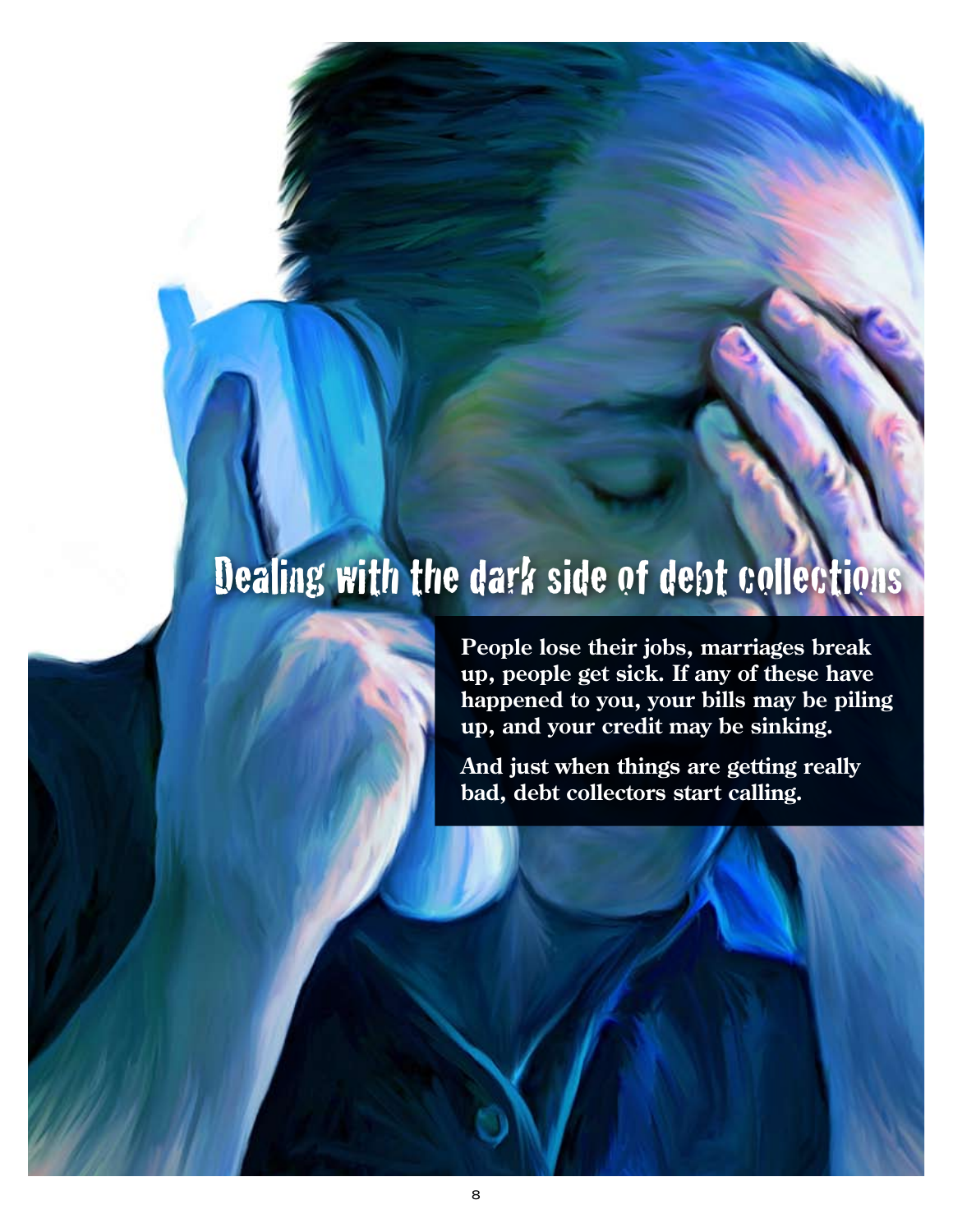# Dealing with the dark side of debt collections

**People lose their jobs, marriages break up, people get sick. If any of these have happened to you, your bills may be piling up, and your credit may be sinking.**

**And just when things are getting really bad, debt collectors start calling.**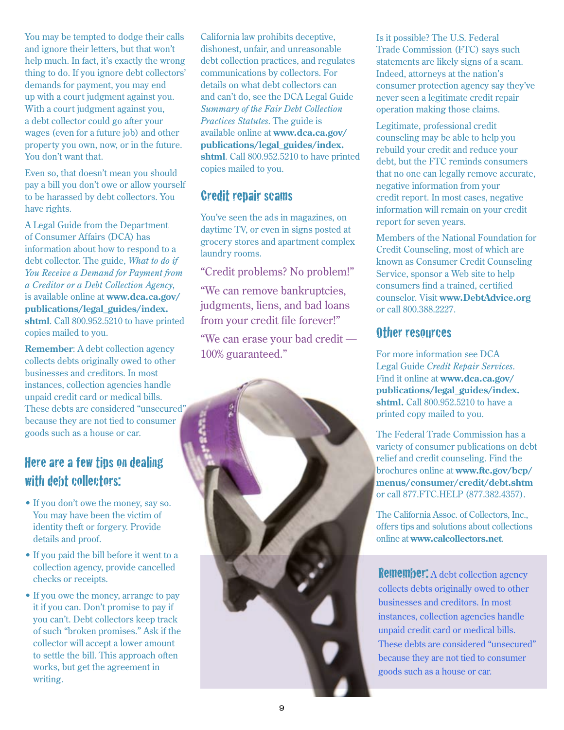You may be tempted to dodge their calls and ignore their letters, but that won't help much. In fact, it's exactly the wrong thing to do. If you ignore debt collectors' demands for payment, you may end up with a court judgment against you. With a court judgment against you, a debt collector could go after your wages (even for a future job) and other property you own, now, or in the future. You don't want that.

Even so, that doesn't mean you should pay a bill you don't owe or allow yourself to be harassed by debt collectors. You have rights.

A Legal Guide from the Department of Consumer Affairs (DCA) has information about how to respond to a debt collector. The guide, *What to do if You Receive a Demand for Payment from a Creditor or a Debt Collection Agency*, is available online at **www.dca.ca.gov/publications/legal_guides/index.shtml**. Call 800.952.5210 to have printed copies mailed to you.

**Remember**: A debt collection agency collects debts originally owed to other businesses and creditors. In most instances, collection agencies handle unpaid credit card or medical bills. These debts are considered "unsecured" because they are not tied to consumer goods such as a house or car.

## Here are a few tips on dealing with debt collectors:

- If you don't owe the money, say so. You may have been the victim of identity theft or forgery. Provide details and proof.
- If you paid the bill before it went to a collection agency, provide cancelled checks or receipts.
- If you owe the money, arrange to pay it if you can. Don't promise to pay if you can't. Debt collectors keep track of such "broken promises." Ask if the collector will accept a lower amount to settle the bill. This approach often works, but get the agreement in writing.

California law prohibits deceptive, dishonest, unfair, and unreasonable debt collection practices, and regulates communications by collectors. For details on what debt collectors can and can't do, see the DCA Legal Guide *Summary of the Fair Debt Collection Practices Statutes*. The guide is available online at **www.dca.ca.gov/publications/legal_guides/index.shtml**. Call 800.952.5210 to have printed copies mailed to you.

## Credit repair scams

You've seen the ads in magazines, on daytime TV, or even in signs posted at grocery stores and apartment complex laundry rooms.

"Credit problems? No problem!"

"We can remove bankruptcies, judgments, liens, and bad loans from your credit file forever!"

"We can erase your bad credit — 100% guaranteed."

Is it possible? The U.S. Federal Trade Commission (FTC) says such statements are likely signs of a scam. Indeed, attorneys at the nation's consumer protection agency say they've never seen a legitimate credit repair operation making those claims.

Legitimate, professional credit counseling may be able to help you rebuild your credit and reduce your debt, but the FTC reminds consumers that no one can legally remove accurate, negative information from your credit report. In most cases, negative information will remain on your credit report for seven years.

Members of the National Foundation for Credit Counseling, most of which are known as Consumer Credit Counseling Service, sponsor a Web site to help consumers find a trained, certified counselor. Visit **www.DebtAdvice.org** or call 800.388.2227.

## Other resources

For more information see DCA Legal Guide *Credit Repair Services*. Find it online at **www.dca.ca.gov/publications/legal_guides/index.shtml.** Call 800.952.5210 to have a printed copy mailed to you.

The Federal Trade Commission has a variety of consumer publications on debt relief and credit counseling. Find the brochures online at **www.ftc.gov/bcp/menus/consumer/credit/debt.shtm** or call 877.FTC.HELP (877.382.4357).

The California Assoc. of Collectors, Inc., offers tips and solutions about collections online at **www.calcollectors.net**.

**Remember:** A debt collection agency collects debts originally owed to other businesses and creditors. In most instances, collection agencies handle unpaid credit card or medical bills. These debts are considered "unsecured" because they are not tied to consumer goods such as a house or car.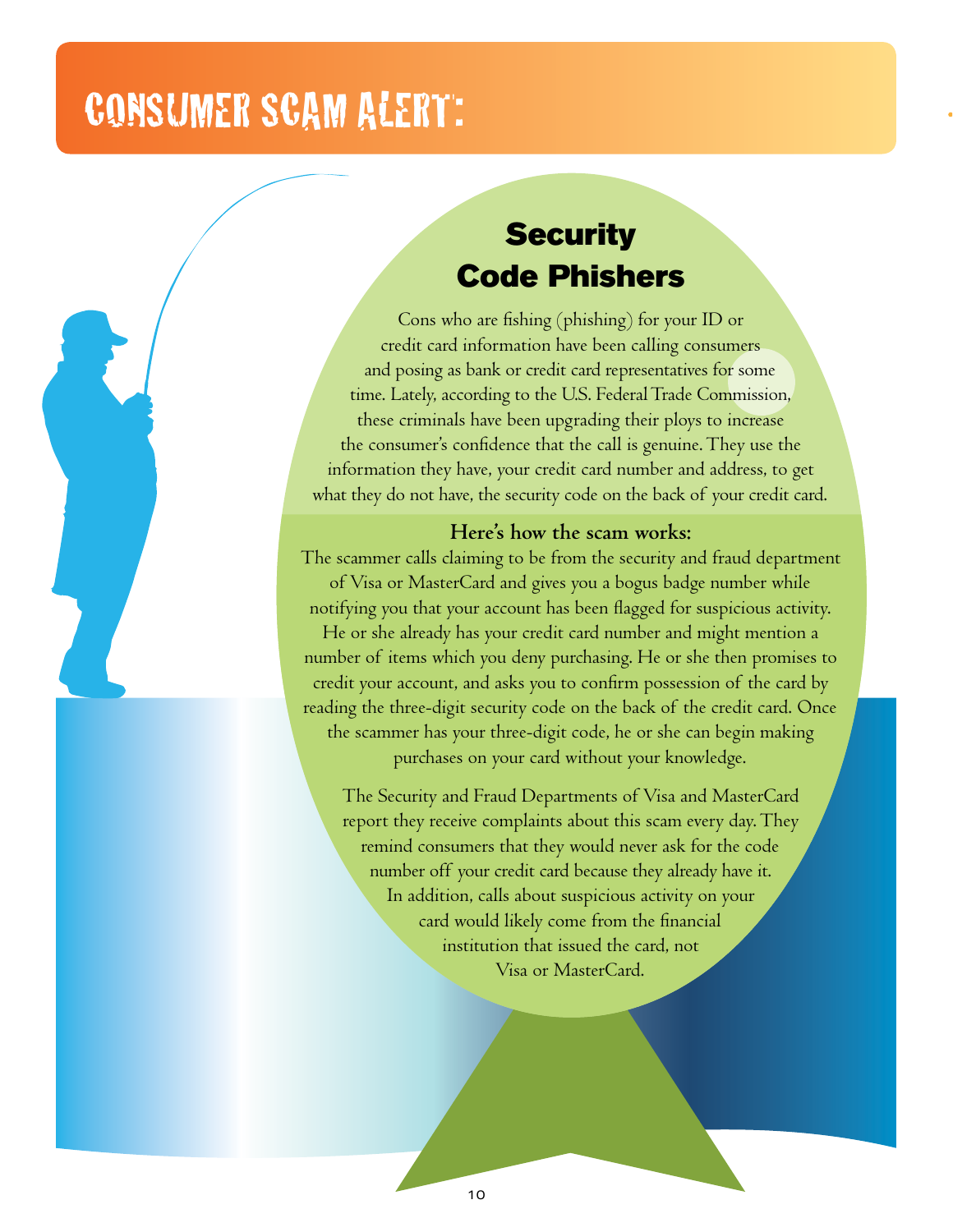# CONSUMER SCAM ALERT:

## Security Code Phishers

Cons who are fishing (phishing) for your ID or credit card information have been calling consumers and posing as bank or credit card representatives for some time. Lately, according to the U.S. Federal Trade Commission, these criminals have been upgrading their ploys to increase the consumer's confidence that the call is genuine. They use the information they have, your credit card number and address, to get what they do not have, the security code on the back of your credit card.

**Here's how the scam works:**

The scammer calls claiming to be from the security and fraud department of Visa or MasterCard and gives you a bogus badge number while notifying you that your account has been flagged for suspicious activity. He or she already has your credit card number and might mention a number of items which you deny purchasing. He or she then promises to credit your account, and asks you to confirm possession of the card by reading the three-digit security code on the back of the credit card. Once the scammer has your three-digit code, he or she can begin making purchases on your card without your knowledge.

The Security and Fraud Departments of Visa and MasterCard report they receive complaints about this scam every day. They remind consumers that they would never ask for the code number off your credit card because they already have it. In addition, calls about suspicious activity on your card would likely come from the financial institution that issued the card, not Visa or MasterCard.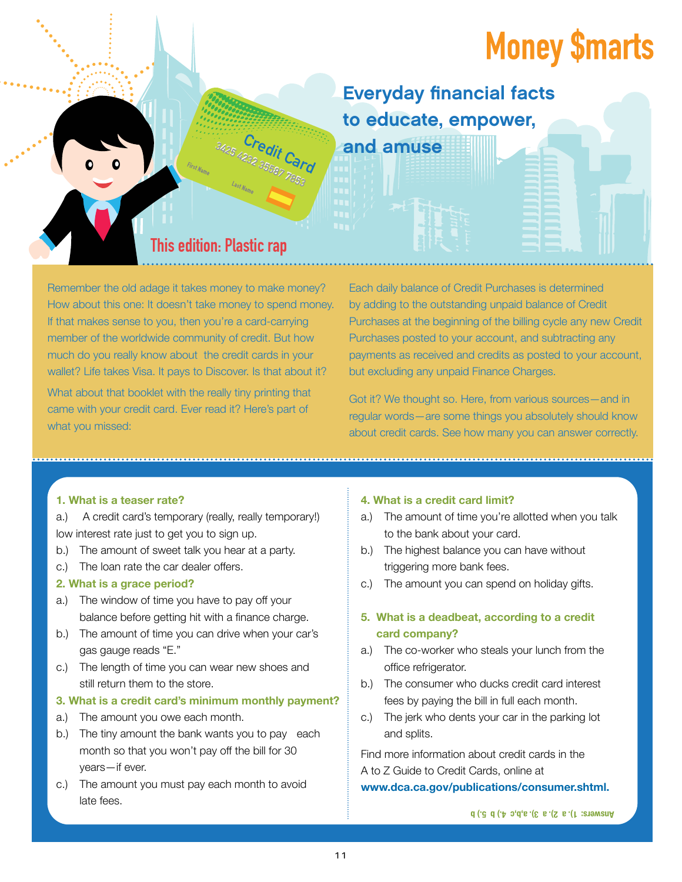# Money $marts

## Everyday financial facts to educate, empower, and amuse

### This edition: Plastic rap

Remember the old adage it takes money to make money? How about this one: It doesn't take money to spend money. If that makes sense to you, then you're a card-carrying member of the worldwide community of credit. But how much do you really know about the credit cards in your wallet? Life takes Visa. It pays to Discover. Is that about it?

What about that booklet with the really tiny printing that came with your credit card. Ever read it? Here's part of what you missed:

Each daily balance of Credit Purchases is determined by adding to the outstanding unpaid balance of Credit Purchases at the beginning of the billing cycle any new Credit Purchases posted to your account, and subtracting any payments as received and credits as posted to your account, but excluding any unpaid Finance Charges.

Got it? We thought so. Here, from various sources—and in regular words—are some things you absolutely should know about credit cards. See how many you can answer correctly.

**1. What is a teaser rate?**

a.) A credit card's temporary (really, really temporary!) low interest rate just to get you to sign up.
b.) The amount of sweet talk you hear at a party.
c.) The loan rate the car dealer offers.

**2. What is a grace period?**

a.) The window of time you have to pay off your balance before getting hit with a finance charge.
b.) The amount of time you can drive when your car's gas gauge reads "E."
c.) The length of time you can wear new shoes and still return them to the store.

**3. What is a credit card's minimum monthly payment?**

a.) The amount you owe each month.
b.) The tiny amount the bank wants you to pay each month so that you won't pay off the bill for 30 years—if ever.
c.) The amount you must pay each month to avoid late fees.

**4. What is a credit card limit?**

a.) The amount of time you're allotted when you talk to the bank about your card.
b.) The highest balance you can have without triggering more bank fees.
c.) The amount you can spend on holiday gifts.

**5. What is a deadbeat, according to a credit card company?**

a.) The co-worker who steals your lunch from the office refrigerator.
b.) The consumer who ducks credit card interest fees by paying the bill in full each month.
c.) The jerk who dents your car in the parking lot and splits.

Find more information about credit cards in the A to Z Guide to Credit Cards, online at **www.dca.ca.gov/publications/consumer.shtml.**

Answers: 1) a 2) a 3) a,b,c 4) b 5) b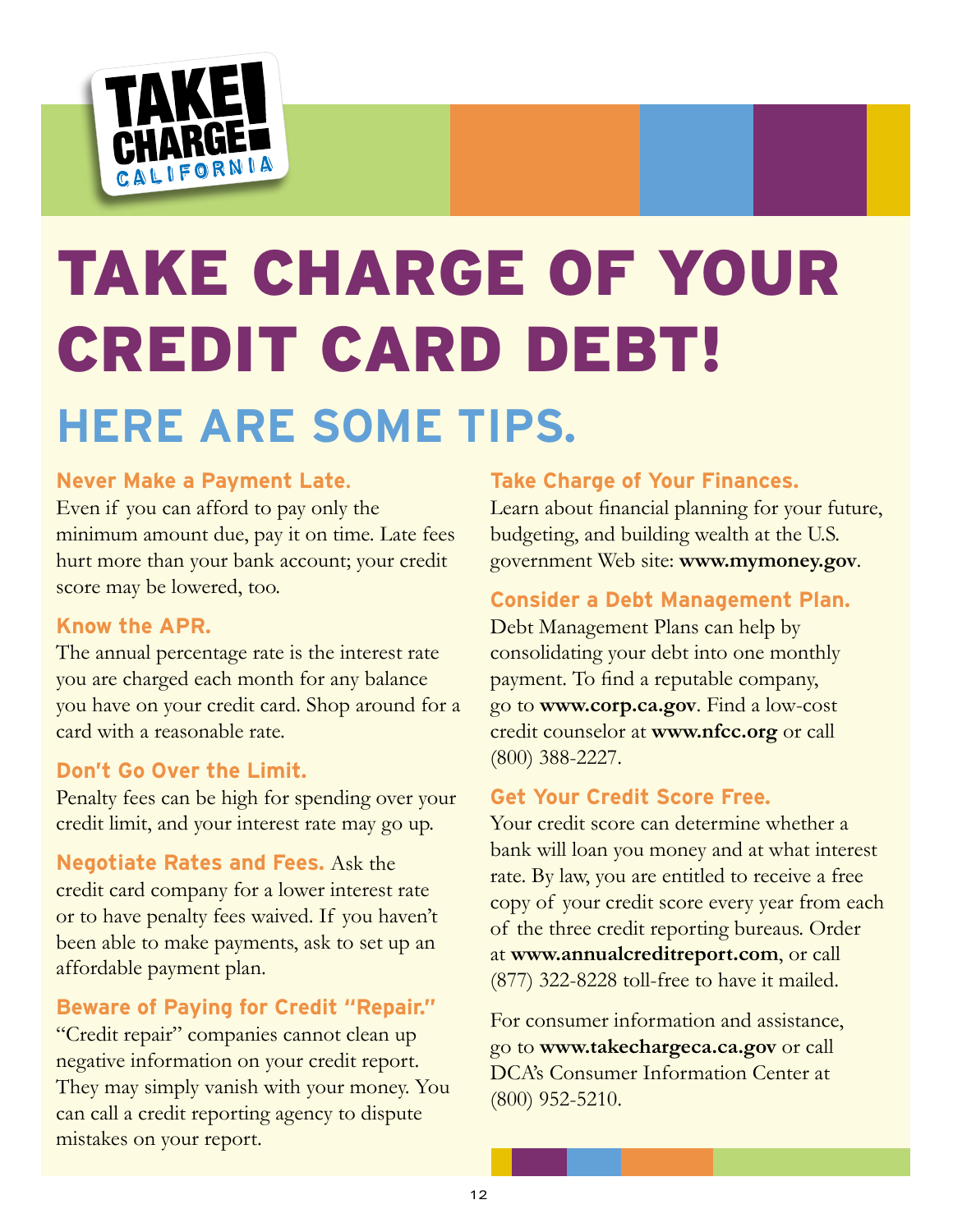TAKE CHARGE! CALIFORNIA

# TAKE CHARGE OF YOUR CREDIT CARD DEBT!

## HERE ARE SOME TIPS.

### Never Make a Payment Late.

Even if you can afford to pay only the minimum amount due, pay it on time. Late fees hurt more than your bank account; your credit score may be lowered, too.

### Know the APR.

The annual percentage rate is the interest rate you are charged each month for any balance you have on your credit card. Shop around for a card with a reasonable rate.

### Don't Go Over the Limit.

Penalty fees can be high for spending over your credit limit, and your interest rate may go up.

**Negotiate Rates and Fees.** Ask the credit card company for a lower interest rate or to have penalty fees waived. If you haven't been able to make payments, ask to set up an affordable payment plan.

### Beware of Paying for Credit "Repair."

"Credit repair" companies cannot clean up negative information on your credit report. They may simply vanish with your money. You can call a credit reporting agency to dispute mistakes on your report.

### Take Charge of Your Finances.

Learn about financial planning for your future, budgeting, and building wealth at the U.S. government Web site: **www.mymoney.gov**.

### Consider a Debt Management Plan.

Debt Management Plans can help by consolidating your debt into one monthly payment. To find a reputable company, go to **www.corp.ca.gov**. Find a low-cost credit counselor at **www.nfcc.org** or call (800) 388-2227.

### Get Your Credit Score Free.

Your credit score can determine whether a bank will loan you money and at what interest rate. By law, you are entitled to receive a free copy of your credit score every year from each of the three credit reporting bureaus. Order at **www.annualcreditreport.com**, or call (877) 322-8228 toll-free to have it mailed.

For consumer information and assistance, go to **www.takechargeca.ca.gov** or call DCA's Consumer Information Center at (800) 952-5210.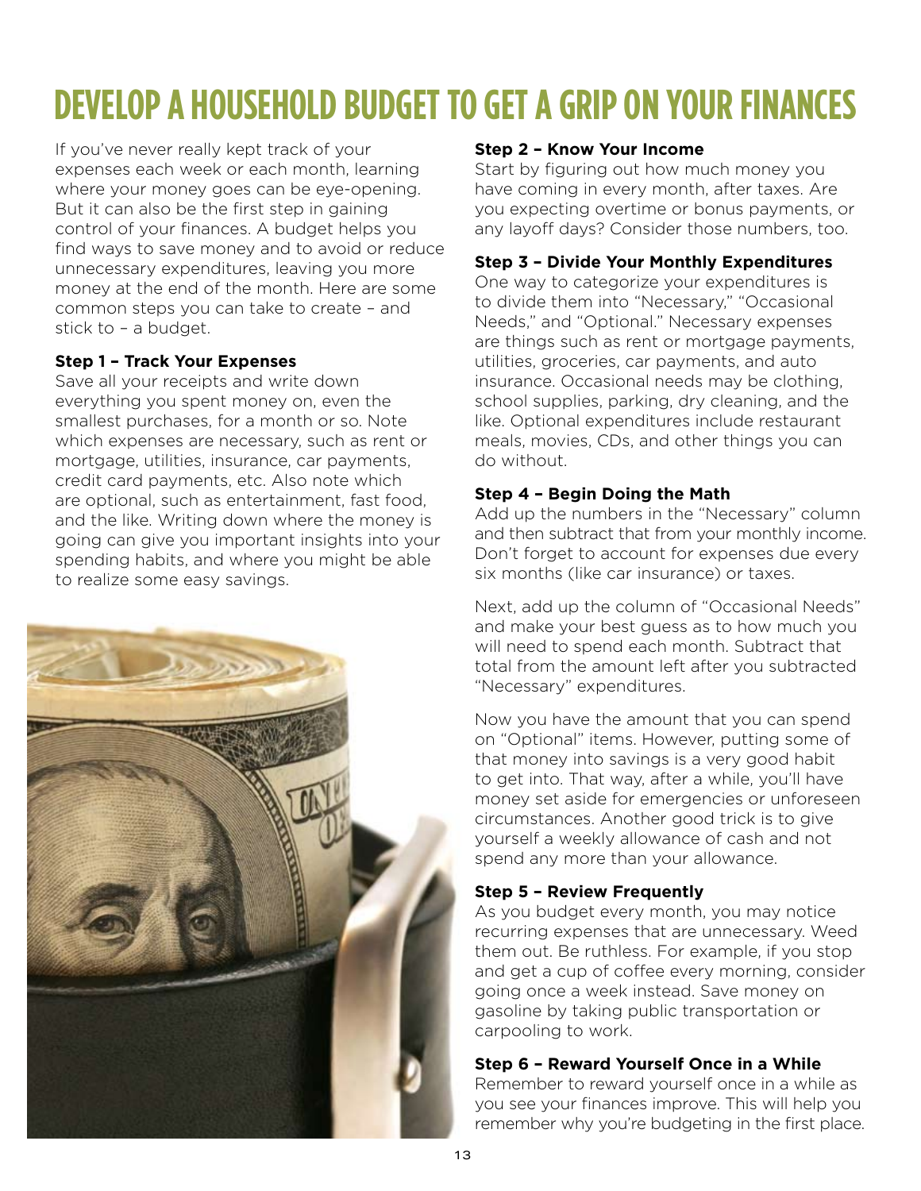# DEVELOP A HOUSEHOLD BUDGET TO GET A GRIP ON YOUR FINANCES

If you've never really kept track of your expenses each week or each month, learning where your money goes can be eye-opening. But it can also be the first step in gaining control of your finances. A budget helps you find ways to save money and to avoid or reduce unnecessary expenditures, leaving you more money at the end of the month. Here are some common steps you can take to create – and stick to – a budget.

**Step 1 – Track Your Expenses**
Save all your receipts and write down everything you spent money on, even the smallest purchases, for a month or so. Note which expenses are necessary, such as rent or mortgage, utilities, insurance, car payments, credit card payments, etc. Also note which are optional, such as entertainment, fast food, and the like. Writing down where the money is going can give you important insights into your spending habits, and where you might be able to realize some easy savings.

**Step 2 – Know Your Income**
Start by figuring out how much money you have coming in every month, after taxes. Are you expecting overtime or bonus payments, or any layoff days? Consider those numbers, too.

**Step 3 – Divide Your Monthly Expenditures**
One way to categorize your expenditures is to divide them into "Necessary," "Occasional Needs," and "Optional." Necessary expenses are things such as rent or mortgage payments, utilities, groceries, car payments, and auto insurance. Occasional needs may be clothing, school supplies, parking, dry cleaning, and the like. Optional expenditures include restaurant meals, movies, CDs, and other things you can do without.

**Step 4 – Begin Doing the Math**
Add up the numbers in the "Necessary" column and then subtract that from your monthly income. Don't forget to account for expenses due every six months (like car insurance) or taxes.

Next, add up the column of "Occasional Needs" and make your best guess as to how much you will need to spend each month. Subtract that total from the amount left after you subtracted "Necessary" expenditures.

Now you have the amount that you can spend on "Optional" items. However, putting some of that money into savings is a very good habit to get into. That way, after a while, you'll have money set aside for emergencies or unforeseen circumstances. Another good trick is to give yourself a weekly allowance of cash and not spend any more than your allowance.

**Step 5 – Review Frequently**
As you budget every month, you may notice recurring expenses that are unnecessary. Weed them out. Be ruthless. For example, if you stop and get a cup of coffee every morning, consider going once a week instead. Save money on gasoline by taking public transportation or carpooling to work.

**Step 6 – Reward Yourself Once in a While**
Remember to reward yourself once in a while as you see your finances improve. This will help you remember why you're budgeting in the first place.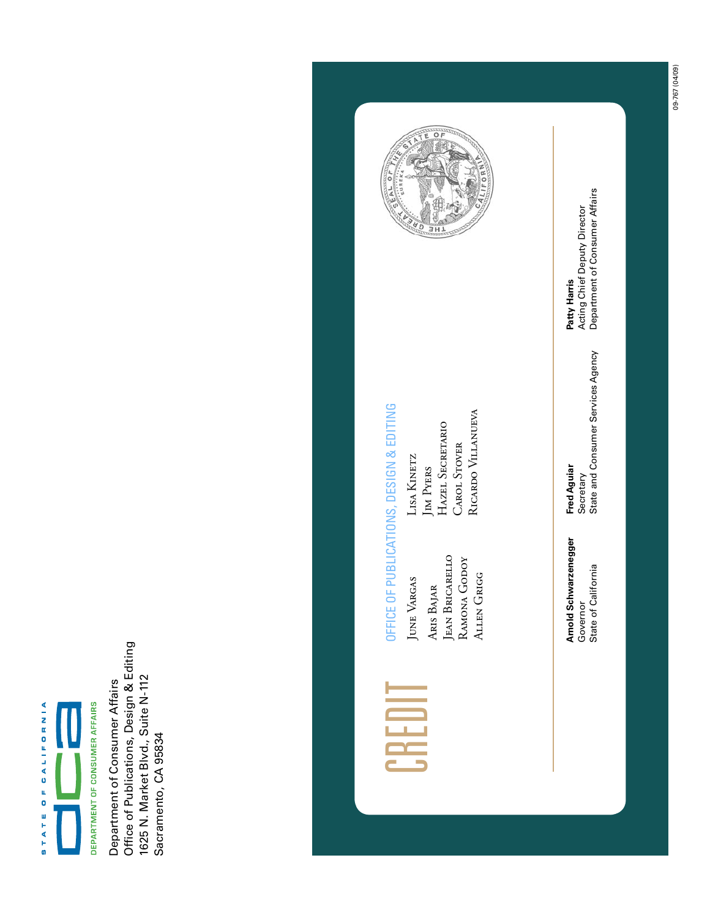STATE OF CALIFORNIA

DEPARTMENT OF CONSUMER AFFAIRS

Department of Consumer Affairs
Office of Publications, Design & Editing
1625 N. Market Blvd., Suite N-112
Sacramento, CA 95834

# CREDIT

## OFFICE OF PUBLICATIONS, DESIGN & EDITING

June Vargas
Aris Bajar
Jean Bricarello
Ramona Godoy
Allen Grigg
Lisa Kinetz
Jim Pyers
Hazel Secretario
Carol Stover
Ricardo Villanueva

**Arnold Schwarzenegger**
Governor
State of California

**Fred Aguiar**
Secretary
State and Consumer Services Agency

**Patty Harris**
Acting Chief Deputy Director
Department of Consumer Affairs

09-767 (04/09)